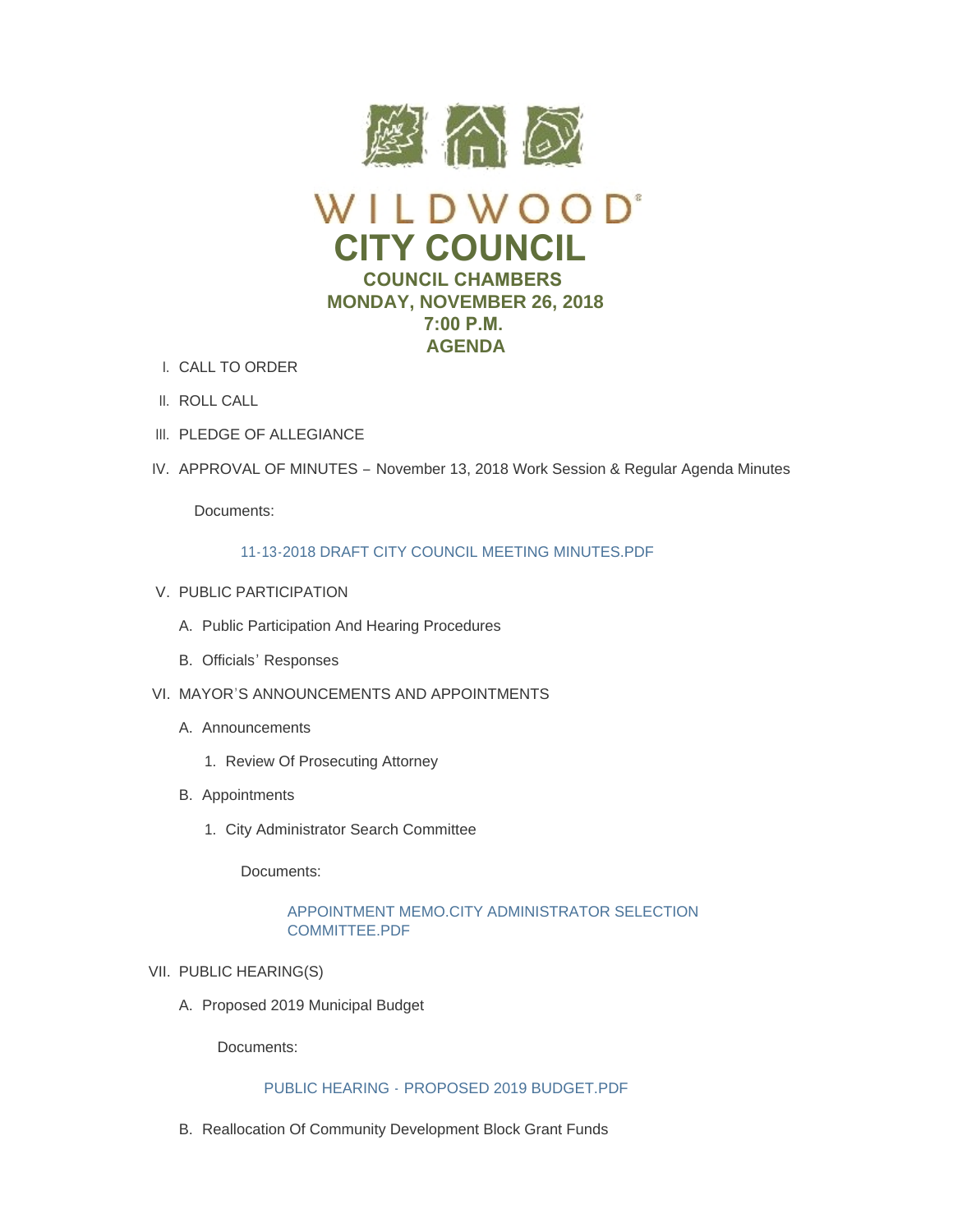# WILDWOOD®

# CITY COUNCIL

## COUNCIL CHAMBERS

## MONDAY, NOVEMBER 26, 2018

## 7:00 P.M.

## AGENDA

I. CALL TO ORDER

II. ROLL CALL

III. PLEDGE OF ALLEGIANCE

IV. APPROVAL OF MINUTES – November 13, 2018 Work Session & Regular Agenda Minutes

Documents:

11-13-2018 DRAFT CITY COUNCIL MEETING MINUTES.PDF

V. PUBLIC PARTICIPATION

A. Public Participation And Hearing Procedures

B. Officials' Responses

VI. MAYOR'S ANNOUNCEMENTS AND APPOINTMENTS

A. Announcements

1. Review Of Prosecuting Attorney

B. Appointments

1. City Administrator Search Committee

Documents:

APPOINTMENT MEMO.CITY ADMINISTRATOR SELECTION COMMITTEE.PDF

VII. PUBLIC HEARING(S)

A. Proposed 2019 Municipal Budget

Documents:

PUBLIC HEARING - PROPOSED 2019 BUDGET.PDF

B. Reallocation Of Community Development Block Grant Funds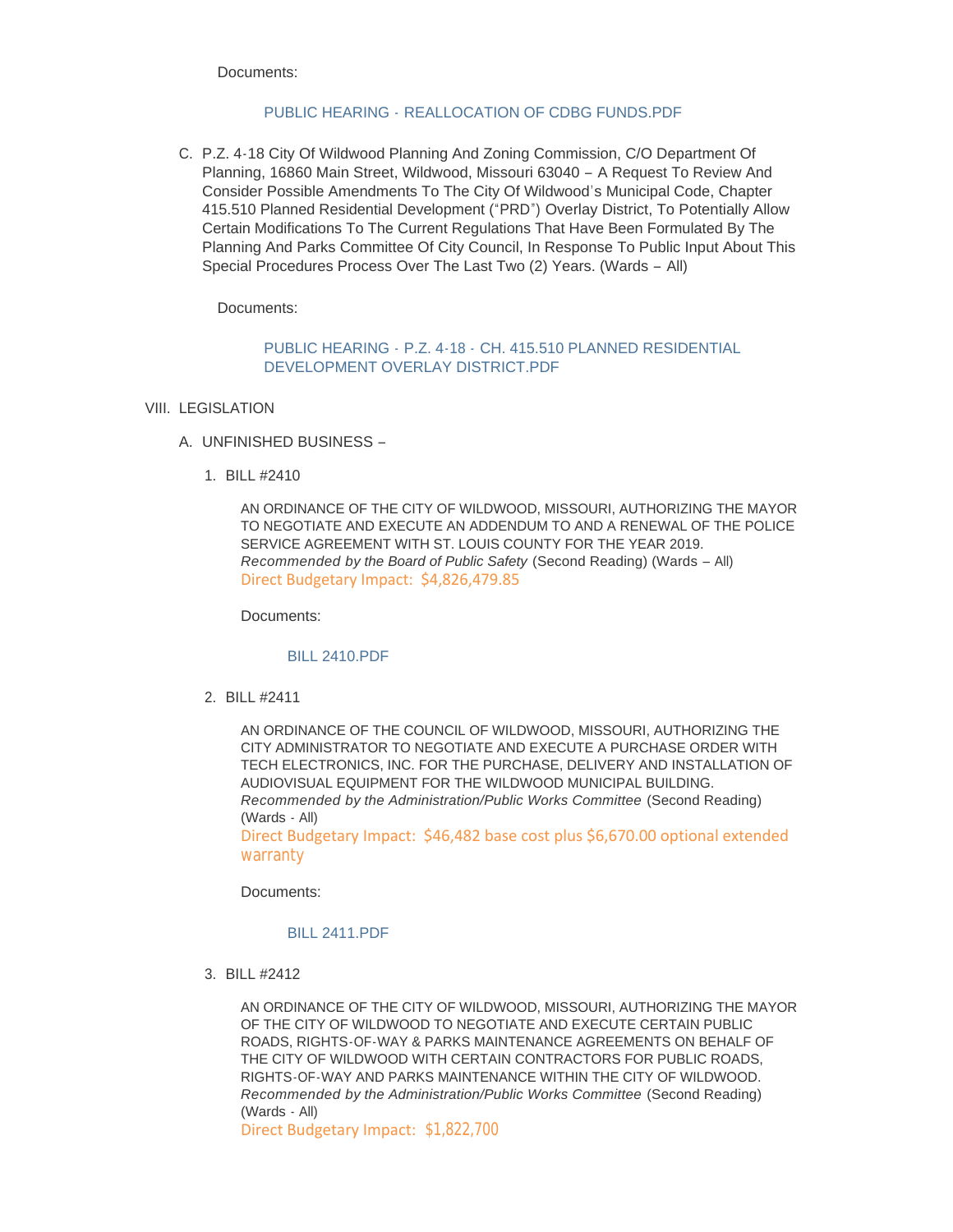Documents:

PUBLIC HEARING - REALLOCATION OF CDBG FUNDS.PDF

C. P.Z. 4-18 City Of Wildwood Planning And Zoning Commission, C/O Department Of Planning, 16860 Main Street, Wildwood, Missouri 63040 – A Request To Review And Consider Possible Amendments To The City Of Wildwood's Municipal Code, Chapter 415.510 Planned Residential Development ("PRD") Overlay District, To Potentially Allow Certain Modifications To The Current Regulations That Have Been Formulated By The Planning And Parks Committee Of City Council, In Response To Public Input About This Special Procedures Process Over The Last Two (2) Years. (Wards – All)

Documents:

PUBLIC HEARING - P.Z. 4-18 - CH. 415.510 PLANNED RESIDENTIAL DEVELOPMENT OVERLAY DISTRICT.PDF

VIII. LEGISLATION

A. UNFINISHED BUSINESS –

1. BILL #2410

AN ORDINANCE OF THE CITY OF WILDWOOD, MISSOURI, AUTHORIZING THE MAYOR TO NEGOTIATE AND EXECUTE AN ADDENDUM TO AND A RENEWAL OF THE POLICE SERVICE AGREEMENT WITH ST. LOUIS COUNTY FOR THE YEAR 2019. *Recommended by the Board of Public Safety* (Second Reading) (Wards – All)
Direct Budgetary Impact: $4,826,479.85

Documents:

BILL 2410.PDF

2. BILL #2411

AN ORDINANCE OF THE COUNCIL OF WILDWOOD, MISSOURI, AUTHORIZING THE CITY ADMINISTRATOR TO NEGOTIATE AND EXECUTE A PURCHASE ORDER WITH TECH ELECTRONICS, INC. FOR THE PURCHASE, DELIVERY AND INSTALLATION OF AUDIOVISUAL EQUIPMENT FOR THE WILDWOOD MUNICIPAL BUILDING. *Recommended by the Administration/Public Works Committee* (Second Reading) (Wards - All)
Direct Budgetary Impact: $46,482 base cost plus $6,670.00 optional extended warranty

Documents:

BILL 2411.PDF

3. BILL #2412

AN ORDINANCE OF THE CITY OF WILDWOOD, MISSOURI, AUTHORIZING THE MAYOR OF THE CITY OF WILDWOOD TO NEGOTIATE AND EXECUTE CERTAIN PUBLIC ROADS, RIGHTS-OF-WAY & PARKS MAINTENANCE AGREEMENTS ON BEHALF OF THE CITY OF WILDWOOD WITH CERTAIN CONTRACTORS FOR PUBLIC ROADS, RIGHTS-OF-WAY AND PARKS MAINTENANCE WITHIN THE CITY OF WILDWOOD. *Recommended by the Administration/Public Works Committee* (Second Reading) (Wards - All)
Direct Budgetary Impact: $1,822,700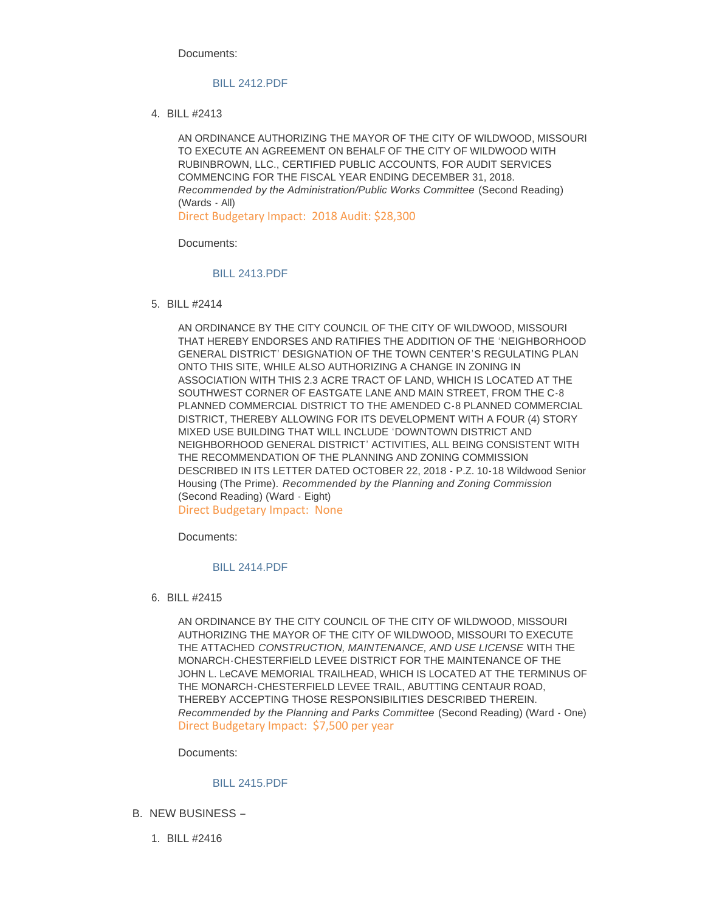Documents:

[BILL 2412.PDF]

4. BILL #2413

   AN ORDINANCE AUTHORIZING THE MAYOR OF THE CITY OF WILDWOOD, MISSOURI TO EXECUTE AN AGREEMENT ON BEHALF OF THE CITY OF WILDWOOD WITH RUBINBROWN, LLC., CERTIFIED PUBLIC ACCOUNTS, FOR AUDIT SERVICES COMMENCING FOR THE FISCAL YEAR ENDING DECEMBER 31, 2018. *Recommended by the Administration/Public Works Committee* (Second Reading) (Wards - All)
   Direct Budgetary Impact: 2018 Audit: $28,300

   Documents:

   BILL 2413.PDF

5. BILL #2414

   AN ORDINANCE BY THE CITY COUNCIL OF THE CITY OF WILDWOOD, MISSOURI THAT HEREBY ENDORSES AND RATIFIES THE ADDITION OF THE 'NEIGHBORHOOD GENERAL DISTRICT' DESIGNATION OF THE TOWN CENTER'S REGULATING PLAN ONTO THIS SITE, WHILE ALSO AUTHORIZING A CHANGE IN ZONING IN ASSOCIATION WITH THIS 2.3 ACRE TRACT OF LAND, WHICH IS LOCATED AT THE SOUTHWEST CORNER OF EASTGATE LANE AND MAIN STREET, FROM THE C-8 PLANNED COMMERCIAL DISTRICT TO THE AMENDED C-8 PLANNED COMMERCIAL DISTRICT, THEREBY ALLOWING FOR ITS DEVELOPMENT WITH A FOUR (4) STORY MIXED USE BUILDING THAT WILL INCLUDE 'DOWNTOWN DISTRICT AND NEIGHBORHOOD GENERAL DISTRICT' ACTIVITIES, ALL BEING CONSISTENT WITH THE RECOMMENDATION OF THE PLANNING AND ZONING COMMISSION DESCRIBED IN ITS LETTER DATED OCTOBER 22, 2018 - P.Z. 10-18 Wildwood Senior Housing (The Prime). *Recommended by the Planning and Zoning Commission* (Second Reading) (Ward - Eight)
   Direct Budgetary Impact: None

   Documents:

   BILL 2414.PDF

6. BILL #2415

   AN ORDINANCE BY THE CITY COUNCIL OF THE CITY OF WILDWOOD, MISSOURI AUTHORIZING THE MAYOR OF THE CITY OF WILDWOOD, MISSOURI TO EXECUTE THE ATTACHED *CONSTRUCTION, MAINTENANCE, AND USE LICENSE* WITH THE MONARCH-CHESTERFIELD LEVEE DISTRICT FOR THE MAINTENANCE OF THE JOHN L. LeCAVE MEMORIAL TRAILHEAD, WHICH IS LOCATED AT THE TERMINUS OF THE MONARCH-CHESTERFIELD LEVEE TRAIL, ABUTTING CENTAUR ROAD, THEREBY ACCEPTING THOSE RESPONSIBILITIES DESCRIBED THEREIN. *Recommended by the Planning and Parks Committee* (Second Reading) (Ward - One)
   Direct Budgetary Impact: $7,500 per year

   Documents:

   BILL 2415.PDF

B. NEW BUSINESS –

1. BILL #2416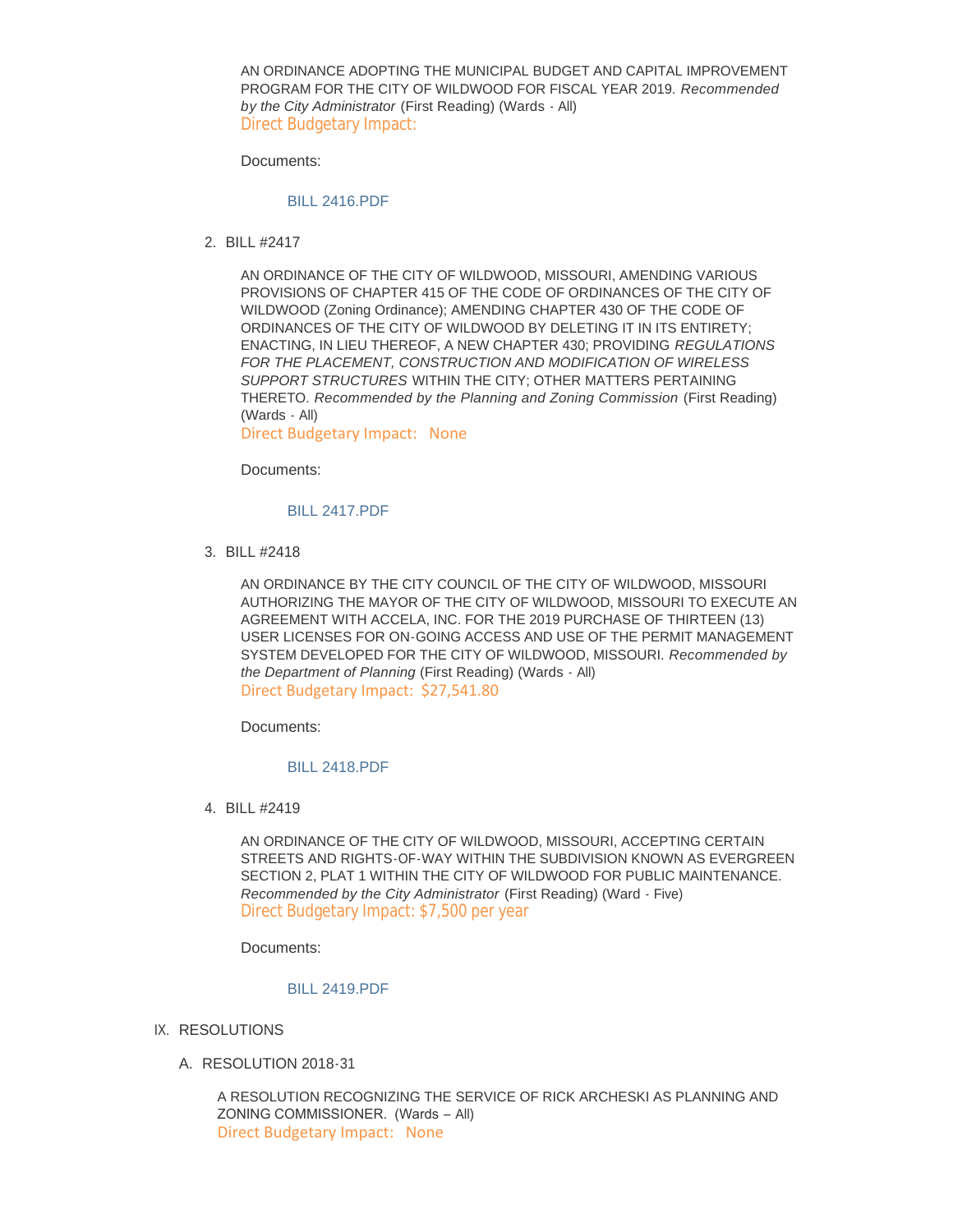AN ORDINANCE ADOPTING THE MUNICIPAL BUDGET AND CAPITAL IMPROVEMENT PROGRAM FOR THE CITY OF WILDWOOD FOR FISCAL YEAR 2019. *Recommended by the City Administrator* (First Reading) (Wards - All)
Direct Budgetary Impact:

Documents:

BILL 2416.PDF

2. BILL #2417

AN ORDINANCE OF THE CITY OF WILDWOOD, MISSOURI, AMENDING VARIOUS PROVISIONS OF CHAPTER 415 OF THE CODE OF ORDINANCES OF THE CITY OF WILDWOOD (Zoning Ordinance); AMENDING CHAPTER 430 OF THE CODE OF ORDINANCES OF THE CITY OF WILDWOOD BY DELETING IT IN ITS ENTIRETY; ENACTING, IN LIEU THEREOF, A NEW CHAPTER 430; PROVIDING *REGULATIONS FOR THE PLACEMENT, CONSTRUCTION AND MODIFICATION OF WIRELESS SUPPORT STRUCTURES* WITHIN THE CITY; OTHER MATTERS PERTAINING THERETO. *Recommended by the Planning and Zoning Commission* (First Reading) (Wards - All)
Direct Budgetary Impact: None

Documents:

BILL 2417.PDF

3. BILL #2418

AN ORDINANCE BY THE CITY COUNCIL OF THE CITY OF WILDWOOD, MISSOURI AUTHORIZING THE MAYOR OF THE CITY OF WILDWOOD, MISSOURI TO EXECUTE AN AGREEMENT WITH ACCELA, INC. FOR THE 2019 PURCHASE OF THIRTEEN (13) USER LICENSES FOR ON-GOING ACCESS AND USE OF THE PERMIT MANAGEMENT SYSTEM DEVELOPED FOR THE CITY OF WILDWOOD, MISSOURI. *Recommended by the Department of Planning* (First Reading) (Wards - All)
Direct Budgetary Impact: $27,541.80

Documents:

BILL 2418.PDF

4. BILL #2419

AN ORDINANCE OF THE CITY OF WILDWOOD, MISSOURI, ACCEPTING CERTAIN STREETS AND RIGHTS-OF-WAY WITHIN THE SUBDIVISION KNOWN AS EVERGREEN SECTION 2, PLAT 1 WITHIN THE CITY OF WILDWOOD FOR PUBLIC MAINTENANCE. *Recommended by the City Administrator* (First Reading) (Ward - Five)
Direct Budgetary Impact: $7,500 per year

Documents:

BILL 2419.PDF

IX. RESOLUTIONS

A. RESOLUTION 2018-31

A RESOLUTION RECOGNIZING THE SERVICE OF RICK ARCHESKI AS PLANNING AND ZONING COMMISSIONER. (Wards – All)
Direct Budgetary Impact: None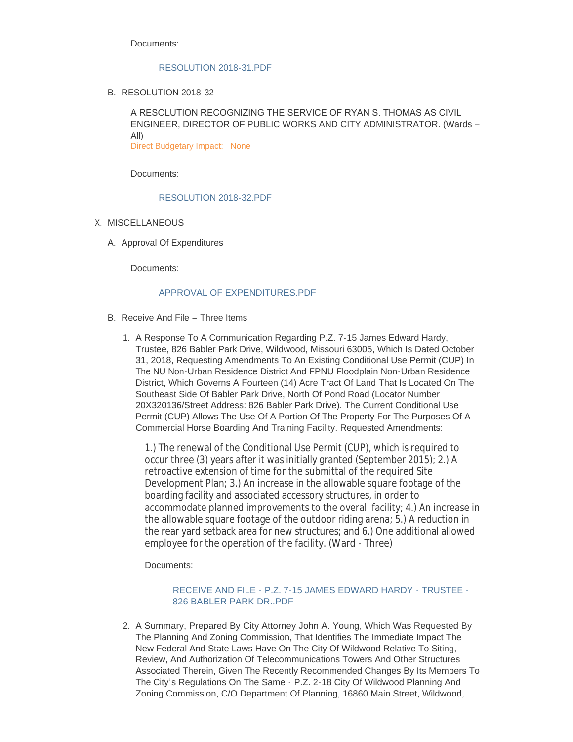Documents:

RESOLUTION 2018-31.PDF

B. RESOLUTION 2018-32

A RESOLUTION RECOGNIZING THE SERVICE OF RYAN S. THOMAS AS CIVIL ENGINEER, DIRECTOR OF PUBLIC WORKS AND CITY ADMINISTRATOR. (Wards – All)

Direct Budgetary Impact: None

Documents:

RESOLUTION 2018-32.PDF

X. MISCELLANEOUS

A. Approval Of Expenditures

Documents:

APPROVAL OF EXPENDITURES.PDF

B. Receive And File – Three Items

1. A Response To A Communication Regarding P.Z. 7-15 James Edward Hardy, Trustee, 826 Babler Park Drive, Wildwood, Missouri 63005, Which Is Dated October 31, 2018, Requesting Amendments To An Existing Conditional Use Permit (CUP) In The NU Non-Urban Residence District And FPNU Floodplain Non-Urban Residence District, Which Governs A Fourteen (14) Acre Tract Of Land That Is Located On The Southeast Side Of Babler Park Drive, North Of Pond Road (Locator Number 20X320136/Street Address: 826 Babler Park Drive). The Current Conditional Use Permit (CUP) Allows The Use Of A Portion Of The Property For The Purposes Of A Commercial Horse Boarding And Training Facility. Requested Amendments:

   1.) The renewal of the Conditional Use Permit (CUP), which is required to occur three (3) years after it was initially granted (September 2015); 2.) A retroactive extension of time for the submittal of the required Site Development Plan; 3.) An increase in the allowable square footage of the boarding facility and associated accessory structures, in order to accommodate planned improvements to the overall facility; 4.) An increase in the allowable square footage of the outdoor riding arena; 5.) A reduction in the rear yard setback area for new structures; and 6.) One additional allowed employee for the operation of the facility. (Ward - Three)

   Documents:

   RECEIVE AND FILE - P.Z. 7-15 JAMES EDWARD HARDY - TRUSTEE - 826 BABLER PARK DR..PDF

2. A Summary, Prepared By City Attorney John A. Young, Which Was Requested By The Planning And Zoning Commission, That Identifies The Immediate Impact The New Federal And State Laws Have On The City Of Wildwood Relative To Siting, Review, And Authorization Of Telecommunications Towers And Other Structures Associated Therein, Given The Recently Recommended Changes By Its Members To The City's Regulations On The Same - P.Z. 2-18 City Of Wildwood Planning And Zoning Commission, C/O Department Of Planning, 16860 Main Street, Wildwood,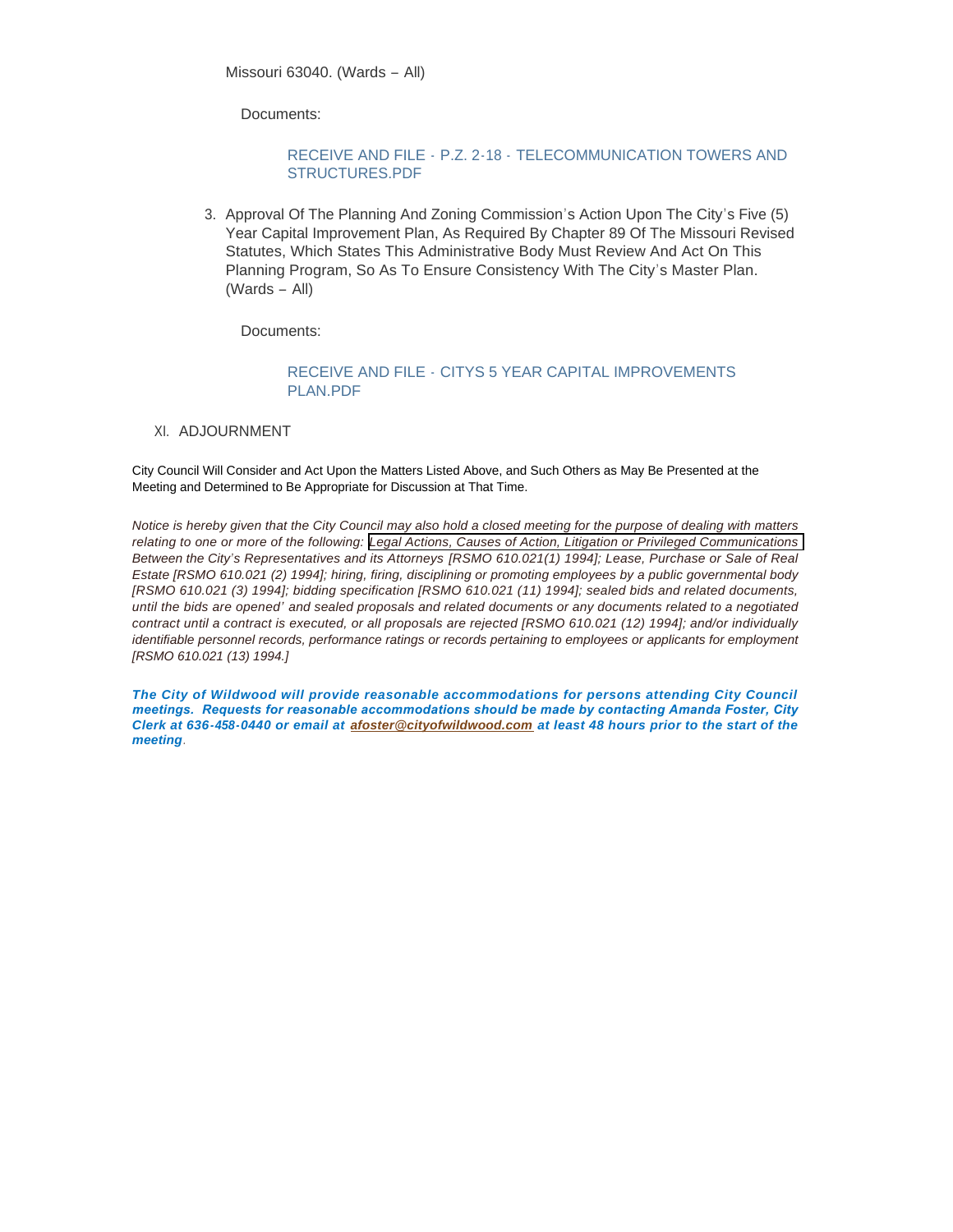Missouri 63040. (Wards – All)

Documents:

RECEIVE AND FILE - P.Z. 2-18 - TELECOMMUNICATION TOWERS AND STRUCTURES.PDF

3. Approval Of The Planning And Zoning Commission's Action Upon The City's Five (5) Year Capital Improvement Plan, As Required By Chapter 89 Of The Missouri Revised Statutes, Which States This Administrative Body Must Review And Act On This Planning Program, So As To Ensure Consistency With The City's Master Plan. (Wards – All)

Documents:

RECEIVE AND FILE - CITYS 5 YEAR CAPITAL IMPROVEMENTS PLAN.PDF

XI. ADJOURNMENT

City Council Will Consider and Act Upon the Matters Listed Above, and Such Others as May Be Presented at the Meeting and Determined to Be Appropriate for Discussion at That Time.

*Notice is hereby given that the City Council may also hold a closed meeting for the purpose of dealing with matters relating to one or more of the following: Legal Actions, Causes of Action, Litigation or Privileged Communications Between the City's Representatives and its Attorneys [RSMO 610.021(1) 1994]; Lease, Purchase or Sale of Real Estate [RSMO 610.021 (2) 1994]; hiring, firing, disciplining or promoting employees by a public governmental body [RSMO 610.021 (3) 1994]; bidding specification [RSMO 610.021 (11) 1994]; sealed bids and related documents, until the bids are opened' and sealed proposals and related documents or any documents related to a negotiated contract until a contract is executed, or all proposals are rejected [RSMO 610.021 (12) 1994]; and/or individually identifiable personnel records, performance ratings or records pertaining to employees or applicants for employment [RSMO 610.021 (13) 1994.]*

***The City of Wildwood will provide reasonable accommodations for persons attending City Council meetings. Requests for reasonable accommodations should be made by contacting Amanda Foster, City Clerk at 636-458-0440 or email at afoster@cityofwildwood.com at least 48 hours prior to the start of the meeting.***